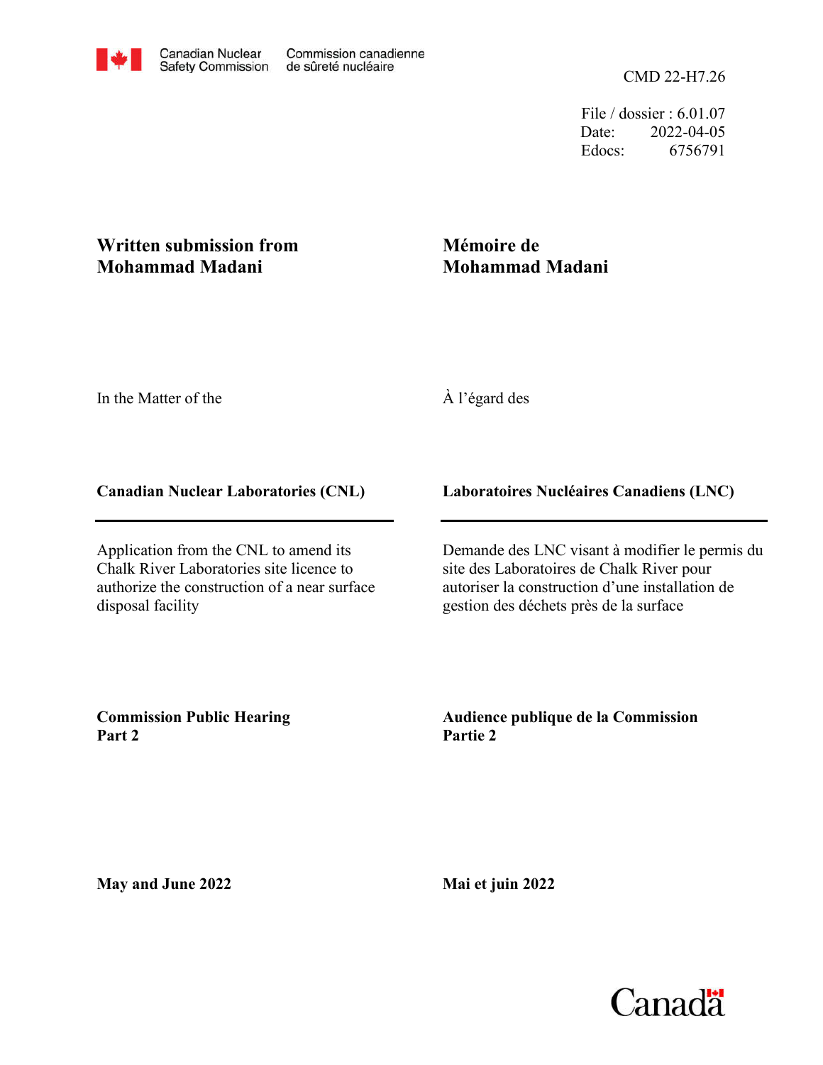Canadian Nuclear Safety Commission | Commission canadienne de sûreté nucléaire

CMD 22-H7.26

File / dossier : 6.01.07
Date: 2022-04-05
Edocs: 6756791

**Written submission from Mohammad Madani**

**Mémoire de Mohammad Madani**

In the Matter of the

À l'égard des

**Canadian Nuclear Laboratories (CNL)**

**Laboratoires Nucléaires Canadiens (LNC)**

Application from the CNL to amend its Chalk River Laboratories site licence to authorize the construction of a near surface disposal facility

Demande des LNC visant à modifier le permis du site des Laboratoires de Chalk River pour autoriser la construction d'une installation de gestion des déchets près de la surface

**Commission Public Hearing Part 2**

**Audience publique de la Commission Partie 2**

**May and June 2022**

**Mai et juin 2022**

Canada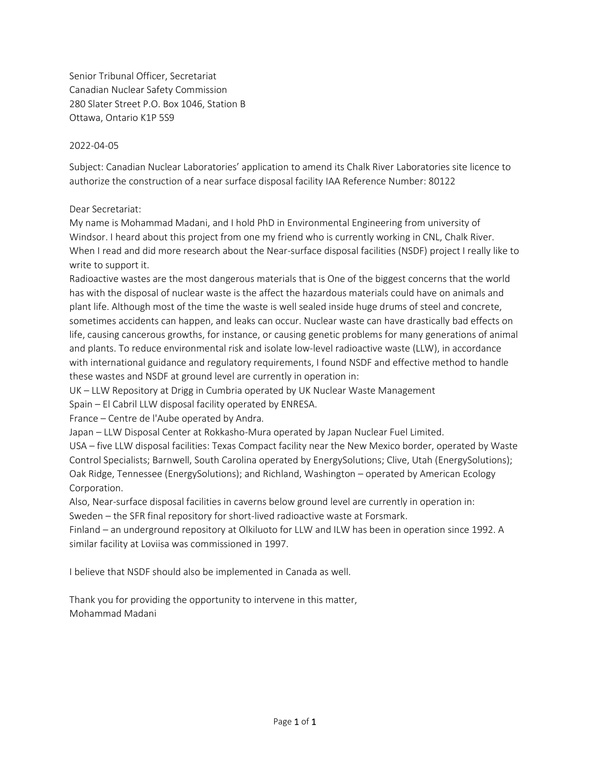Senior Tribunal Officer, Secretariat
Canadian Nuclear Safety Commission
280 Slater Street P.O. Box 1046, Station B
Ottawa, Ontario K1P 5S9

2022-04-05

Subject: Canadian Nuclear Laboratories' application to amend its Chalk River Laboratories site licence to authorize the construction of a near surface disposal facility IAA Reference Number: 80122

Dear Secretariat:

My name is Mohammad Madani, and I hold PhD in Environmental Engineering from university of Windsor. I heard about this project from one my friend who is currently working in CNL, Chalk River. When I read and did more research about the Near-surface disposal facilities (NSDF) project I really like to write to support it.

Radioactive wastes are the most dangerous materials that is One of the biggest concerns that the world has with the disposal of nuclear waste is the affect the hazardous materials could have on animals and plant life. Although most of the time the waste is well sealed inside huge drums of steel and concrete, sometimes accidents can happen, and leaks can occur. Nuclear waste can have drastically bad effects on life, causing cancerous growths, for instance, or causing genetic problems for many generations of animal and plants. To reduce environmental risk and isolate low-level radioactive waste (LLW), in accordance with international guidance and regulatory requirements, I found NSDF and effective method to handle these wastes and NSDF at ground level are currently in operation in:

UK – LLW Repository at Drigg in Cumbria operated by UK Nuclear Waste Management

Spain – El Cabril LLW disposal facility operated by ENRESA.

France – Centre de l'Aube operated by Andra.

Japan – LLW Disposal Center at Rokkasho-Mura operated by Japan Nuclear Fuel Limited.

USA – five LLW disposal facilities: Texas Compact facility near the New Mexico border, operated by Waste Control Specialists; Barnwell, South Carolina operated by EnergySolutions; Clive, Utah (EnergySolutions); Oak Ridge, Tennessee (EnergySolutions); and Richland, Washington – operated by American Ecology Corporation.

Also, Near-surface disposal facilities in caverns below ground level are currently in operation in:

Sweden – the SFR final repository for short-lived radioactive waste at Forsmark.

Finland – an underground repository at Olkiluoto for LLW and ILW has been in operation since 1992. A similar facility at Loviisa was commissioned in 1997.

I believe that NSDF should also be implemented in Canada as well.

Thank you for providing the opportunity to intervene in this matter,
Mohammad Madani